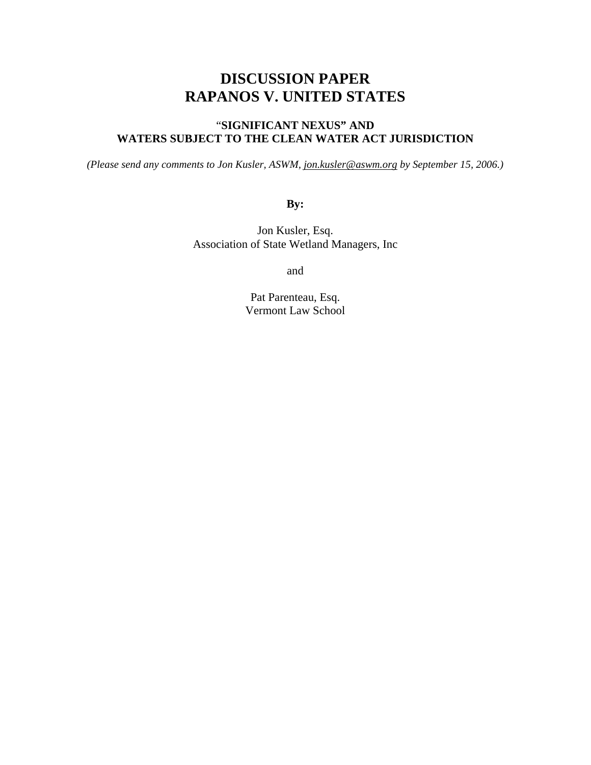# DISCUSSION PAPER
# RAPANOS V. UNITED STATES

## "SIGNIFICANT NEXUS" AND WATERS SUBJECT TO THE CLEAN WATER ACT JURISDICTION

*(Please send any comments to Jon Kusler, ASWM, jon.kusler@aswm.org by September 15, 2006.)*

**By:**

Jon Kusler, Esq.
Association of State Wetland Managers, Inc

and

Pat Parenteau, Esq.
Vermont Law School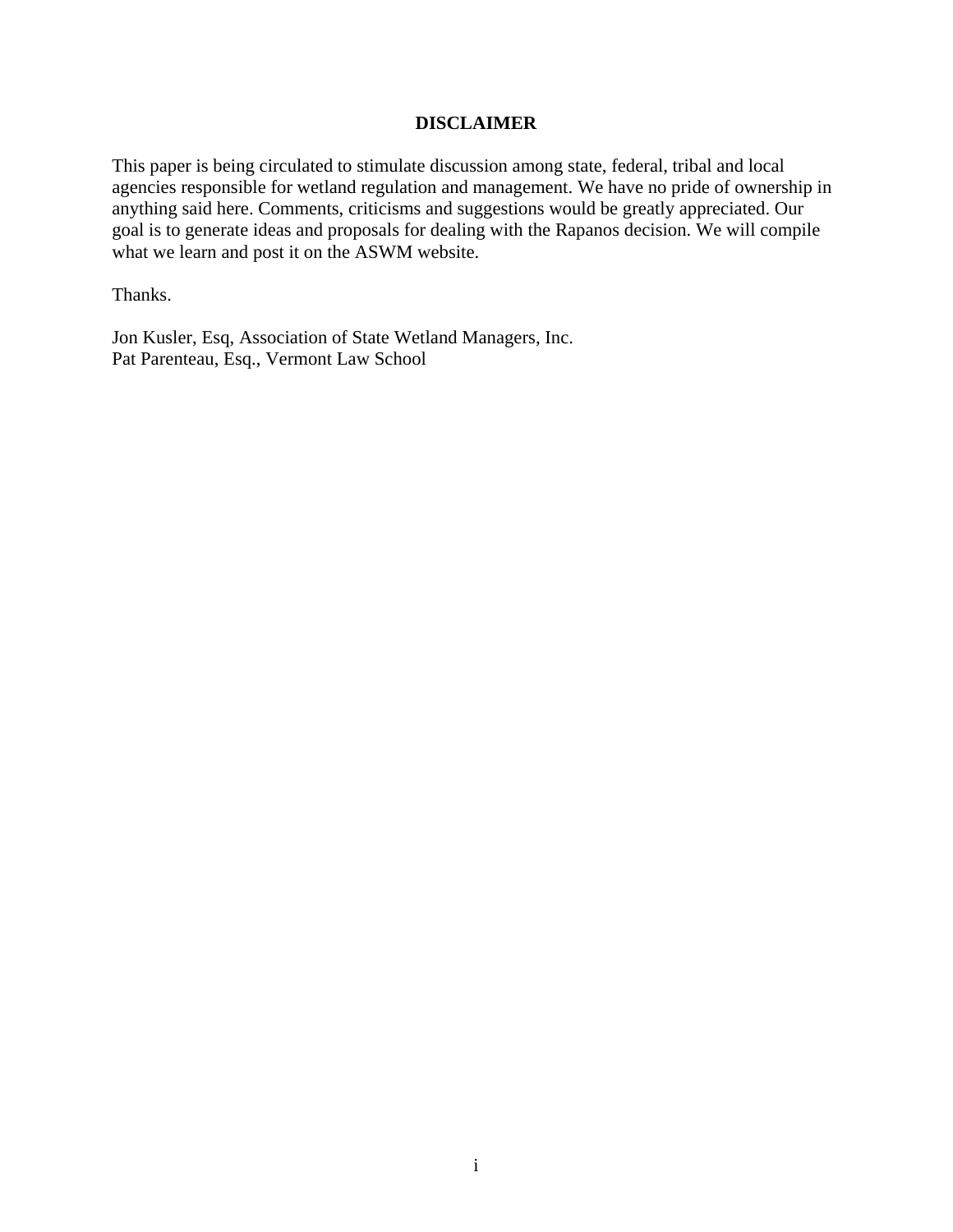## DISCLAIMER

This paper is being circulated to stimulate discussion among state, federal, tribal and local agencies responsible for wetland regulation and management. We have no pride of ownership in anything said here. Comments, criticisms and suggestions would be greatly appreciated. Our goal is to generate ideas and proposals for dealing with the Rapanos decision. We will compile what we learn and post it on the ASWM website.

Thanks.

Jon Kusler, Esq, Association of State Wetland Managers, Inc.
Pat Parenteau, Esq., Vermont Law School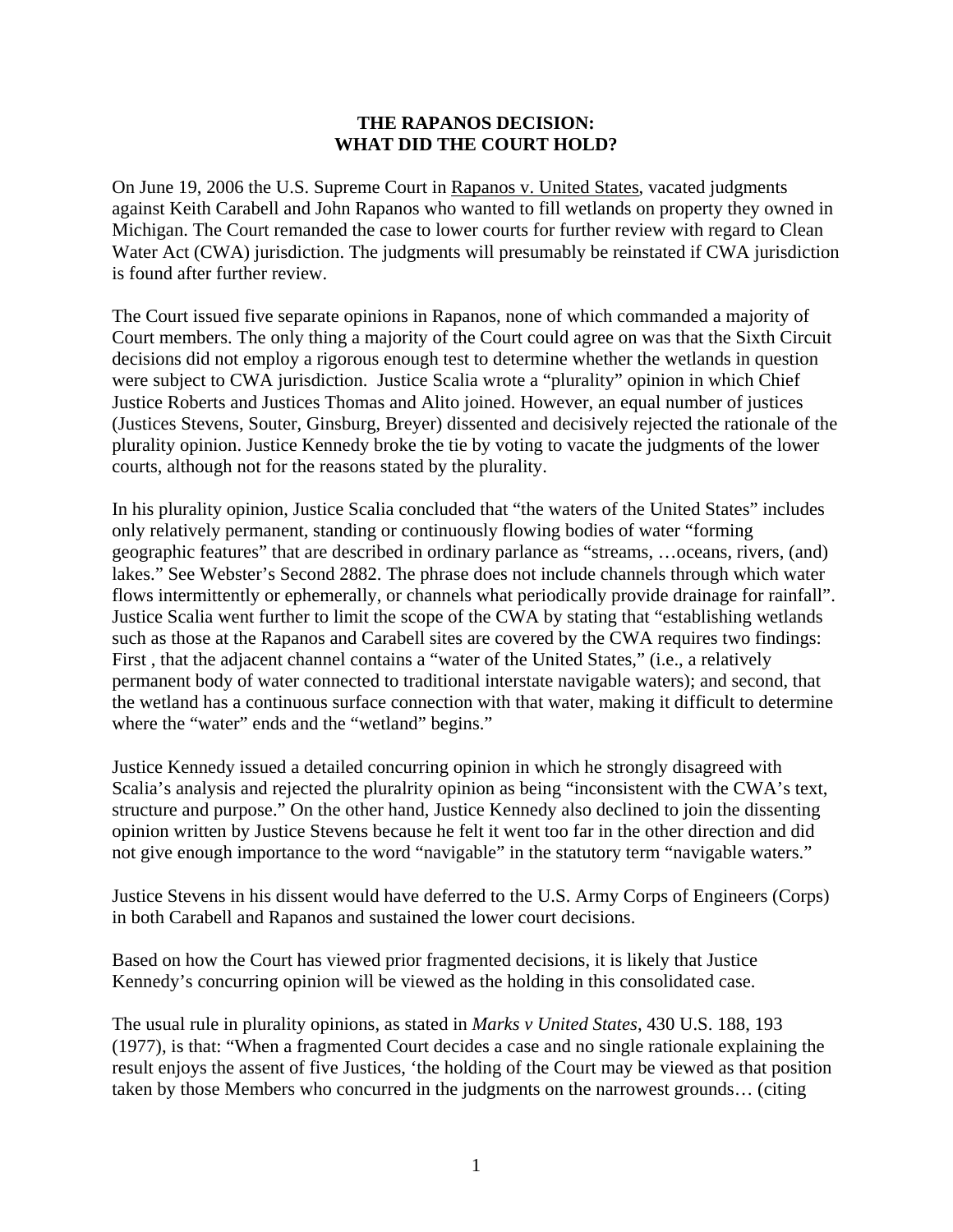**THE RAPANOS DECISION:**
**WHAT DID THE COURT HOLD?**

On June 19, 2006 the U.S. Supreme Court in Rapanos v. United States, vacated judgments against Keith Carabell and John Rapanos who wanted to fill wetlands on property they owned in Michigan. The Court remanded the case to lower courts for further review with regard to Clean Water Act (CWA) jurisdiction. The judgments will presumably be reinstated if CWA jurisdiction is found after further review.

The Court issued five separate opinions in Rapanos, none of which commanded a majority of Court members. The only thing a majority of the Court could agree on was that the Sixth Circuit decisions did not employ a rigorous enough test to determine whether the wetlands in question were subject to CWA jurisdiction. Justice Scalia wrote a "plurality" opinion in which Chief Justice Roberts and Justices Thomas and Alito joined. However, an equal number of justices (Justices Stevens, Souter, Ginsburg, Breyer) dissented and decisively rejected the rationale of the plurality opinion. Justice Kennedy broke the tie by voting to vacate the judgments of the lower courts, although not for the reasons stated by the plurality.

In his plurality opinion, Justice Scalia concluded that "the waters of the United States" includes only relatively permanent, standing or continuously flowing bodies of water "forming geographic features" that are described in ordinary parlance as "streams, …oceans, rivers, (and) lakes." See Webster's Second 2882. The phrase does not include channels through which water flows intermittently or ephemerally, or channels what periodically provide drainage for rainfall". Justice Scalia went further to limit the scope of the CWA by stating that "establishing wetlands such as those at the Rapanos and Carabell sites are covered by the CWA requires two findings: First , that the adjacent channel contains a "water of the United States," (i.e., a relatively permanent body of water connected to traditional interstate navigable waters); and second, that the wetland has a continuous surface connection with that water, making it difficult to determine where the "water" ends and the "wetland" begins."

Justice Kennedy issued a detailed concurring opinion in which he strongly disagreed with Scalia's analysis and rejected the pluralrity opinion as being "inconsistent with the CWA's text, structure and purpose." On the other hand, Justice Kennedy also declined to join the dissenting opinion written by Justice Stevens because he felt it went too far in the other direction and did not give enough importance to the word "navigable" in the statutory term "navigable waters."

Justice Stevens in his dissent would have deferred to the U.S. Army Corps of Engineers (Corps) in both Carabell and Rapanos and sustained the lower court decisions.

Based on how the Court has viewed prior fragmented decisions, it is likely that Justice Kennedy's concurring opinion will be viewed as the holding in this consolidated case.

The usual rule in plurality opinions, as stated in *Marks v United States*, 430 U.S. 188, 193 (1977), is that: "When a fragmented Court decides a case and no single rationale explaining the result enjoys the assent of five Justices, 'the holding of the Court may be viewed as that position taken by those Members who concurred in the judgments on the narrowest grounds… (citing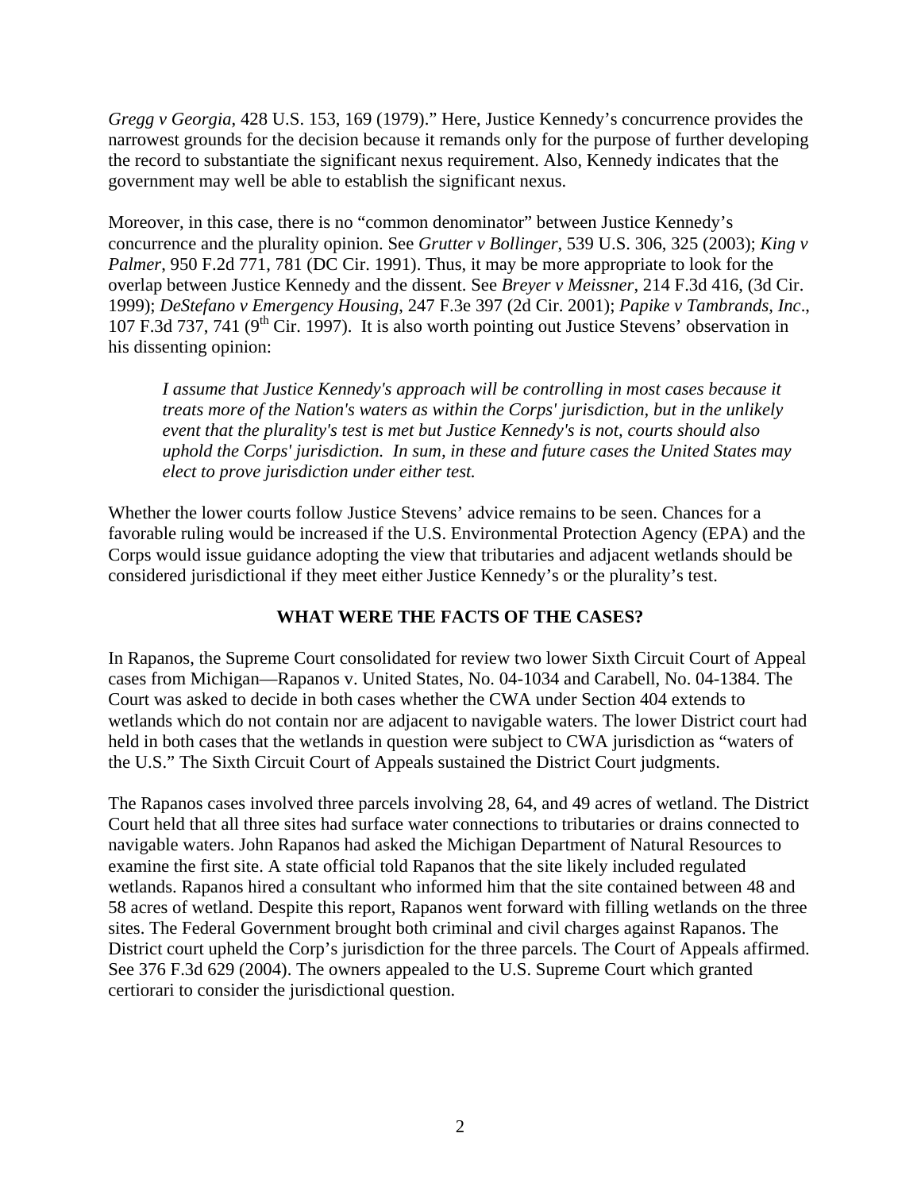*Gregg v Georgia*, 428 U.S. 153, 169 (1979)." Here, Justice Kennedy's concurrence provides the narrowest grounds for the decision because it remands only for the purpose of further developing the record to substantiate the significant nexus requirement. Also, Kennedy indicates that the government may well be able to establish the significant nexus.

Moreover, in this case, there is no "common denominator" between Justice Kennedy's concurrence and the plurality opinion. See *Grutter v Bollinger*, 539 U.S. 306, 325 (2003); *King v Palmer*, 950 F.2d 771, 781 (DC Cir. 1991). Thus, it may be more appropriate to look for the overlap between Justice Kennedy and the dissent. See *Breyer v Meissner*, 214 F.3d 416, (3d Cir. 1999); *DeStefano v Emergency Housing*, 247 F.3e 397 (2d Cir. 2001); *Papike v Tambrands, Inc*., 107 F.3d 737, 741 (9th Cir. 1997). It is also worth pointing out Justice Stevens' observation in his dissenting opinion:

> *I assume that Justice Kennedy's approach will be controlling in most cases because it treats more of the Nation's waters as within the Corps' jurisdiction, but in the unlikely event that the plurality's test is met but Justice Kennedy's is not, courts should also uphold the Corps' jurisdiction. In sum, in these and future cases the United States may elect to prove jurisdiction under either test.*

Whether the lower courts follow Justice Stevens' advice remains to be seen. Chances for a favorable ruling would be increased if the U.S. Environmental Protection Agency (EPA) and the Corps would issue guidance adopting the view that tributaries and adjacent wetlands should be considered jurisdictional if they meet either Justice Kennedy's or the plurality's test.

## WHAT WERE THE FACTS OF THE CASES?

In Rapanos, the Supreme Court consolidated for review two lower Sixth Circuit Court of Appeal cases from Michigan—Rapanos v. United States, No. 04-1034 and Carabell, No. 04-1384. The Court was asked to decide in both cases whether the CWA under Section 404 extends to wetlands which do not contain nor are adjacent to navigable waters. The lower District court had held in both cases that the wetlands in question were subject to CWA jurisdiction as "waters of the U.S." The Sixth Circuit Court of Appeals sustained the District Court judgments.

The Rapanos cases involved three parcels involving 28, 64, and 49 acres of wetland. The District Court held that all three sites had surface water connections to tributaries or drains connected to navigable waters. John Rapanos had asked the Michigan Department of Natural Resources to examine the first site. A state official told Rapanos that the site likely included regulated wetlands. Rapanos hired a consultant who informed him that the site contained between 48 and 58 acres of wetland. Despite this report, Rapanos went forward with filling wetlands on the three sites. The Federal Government brought both criminal and civil charges against Rapanos. The District court upheld the Corp's jurisdiction for the three parcels. The Court of Appeals affirmed. See 376 F.3d 629 (2004). The owners appealed to the U.S. Supreme Court which granted certiorari to consider the jurisdictional question.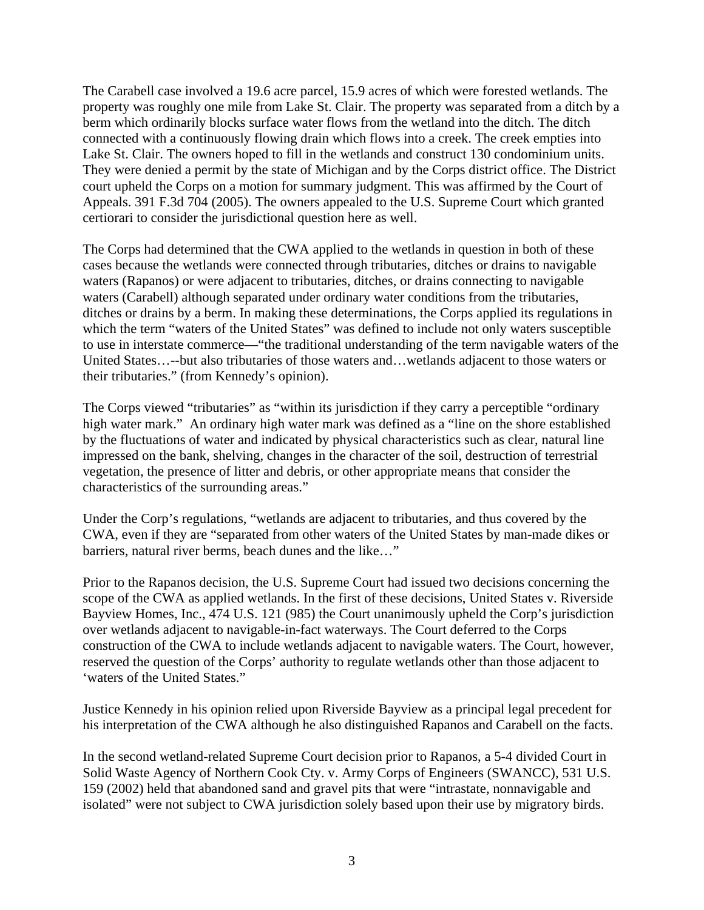The Carabell case involved a 19.6 acre parcel, 15.9 acres of which were forested wetlands. The property was roughly one mile from Lake St. Clair. The property was separated from a ditch by a berm which ordinarily blocks surface water flows from the wetland into the ditch. The ditch connected with a continuously flowing drain which flows into a creek. The creek empties into Lake St. Clair. The owners hoped to fill in the wetlands and construct 130 condominium units. They were denied a permit by the state of Michigan and by the Corps district office. The District court upheld the Corps on a motion for summary judgment. This was affirmed by the Court of Appeals. 391 F.3d 704 (2005). The owners appealed to the U.S. Supreme Court which granted certiorari to consider the jurisdictional question here as well.

The Corps had determined that the CWA applied to the wetlands in question in both of these cases because the wetlands were connected through tributaries, ditches or drains to navigable waters (Rapanos) or were adjacent to tributaries, ditches, or drains connecting to navigable waters (Carabell) although separated under ordinary water conditions from the tributaries, ditches or drains by a berm. In making these determinations, the Corps applied its regulations in which the term "waters of the United States" was defined to include not only waters susceptible to use in interstate commerce—"the traditional understanding of the term navigable waters of the United States…--but also tributaries of those waters and…wetlands adjacent to those waters or their tributaries." (from Kennedy's opinion).

The Corps viewed "tributaries" as "within its jurisdiction if they carry a perceptible "ordinary high water mark." An ordinary high water mark was defined as a "line on the shore established by the fluctuations of water and indicated by physical characteristics such as clear, natural line impressed on the bank, shelving, changes in the character of the soil, destruction of terrestrial vegetation, the presence of litter and debris, or other appropriate means that consider the characteristics of the surrounding areas."

Under the Corp's regulations, "wetlands are adjacent to tributaries, and thus covered by the CWA, even if they are "separated from other waters of the United States by man-made dikes or barriers, natural river berms, beach dunes and the like…"

Prior to the Rapanos decision, the U.S. Supreme Court had issued two decisions concerning the scope of the CWA as applied wetlands. In the first of these decisions, United States v. Riverside Bayview Homes, Inc., 474 U.S. 121 (985) the Court unanimously upheld the Corp's jurisdiction over wetlands adjacent to navigable-in-fact waterways. The Court deferred to the Corps construction of the CWA to include wetlands adjacent to navigable waters. The Court, however, reserved the question of the Corps' authority to regulate wetlands other than those adjacent to 'waters of the United States."

Justice Kennedy in his opinion relied upon Riverside Bayview as a principal legal precedent for his interpretation of the CWA although he also distinguished Rapanos and Carabell on the facts.

In the second wetland-related Supreme Court decision prior to Rapanos, a 5-4 divided Court in Solid Waste Agency of Northern Cook Cty. v. Army Corps of Engineers (SWANCC), 531 U.S. 159 (2002) held that abandoned sand and gravel pits that were "intrastate, nonnavigable and isolated" were not subject to CWA jurisdiction solely based upon their use by migratory birds.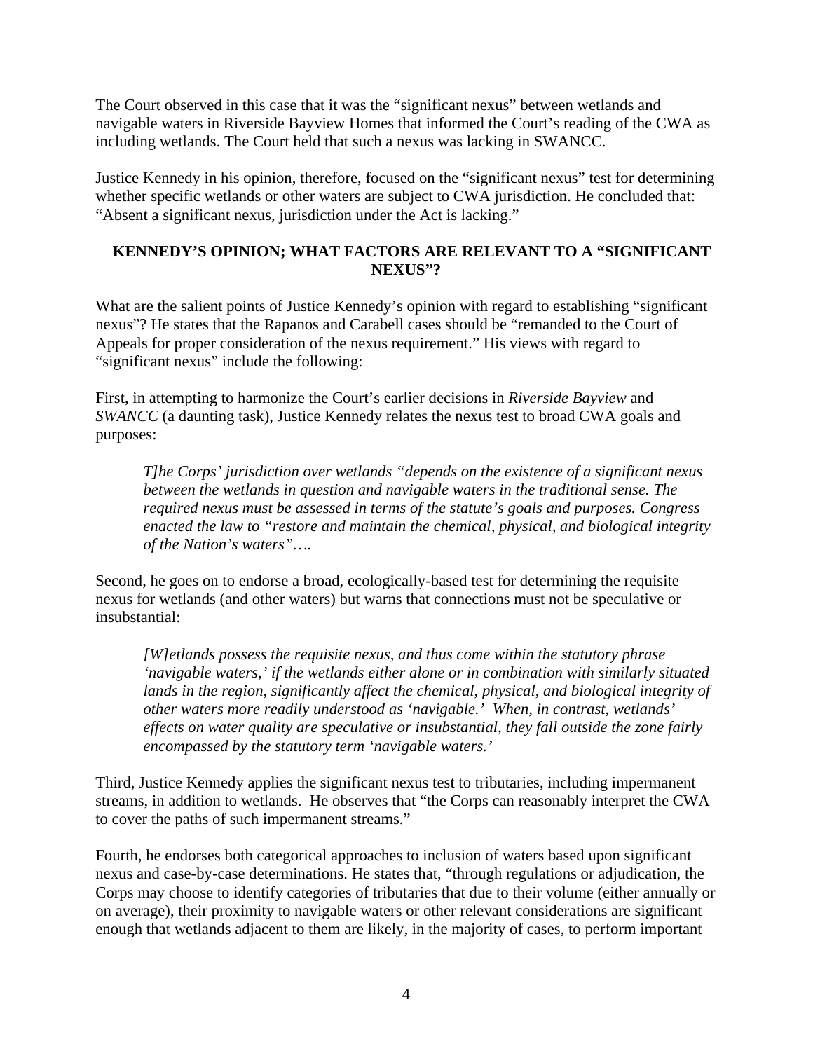The Court observed in this case that it was the "significant nexus" between wetlands and navigable waters in Riverside Bayview Homes that informed the Court's reading of the CWA as including wetlands. The Court held that such a nexus was lacking in SWANCC.

Justice Kennedy in his opinion, therefore, focused on the "significant nexus" test for determining whether specific wetlands or other waters are subject to CWA jurisdiction. He concluded that: "Absent a significant nexus, jurisdiction under the Act is lacking."

## KENNEDY'S OPINION; WHAT FACTORS ARE RELEVANT TO A "SIGNIFICANT NEXUS"?

What are the salient points of Justice Kennedy's opinion with regard to establishing "significant nexus"? He states that the Rapanos and Carabell cases should be "remanded to the Court of Appeals for proper consideration of the nexus requirement." His views with regard to "significant nexus" include the following:

First, in attempting to harmonize the Court's earlier decisions in *Riverside Bayview* and *SWANCC* (a daunting task), Justice Kennedy relates the nexus test to broad CWA goals and purposes:

> *T]he Corps' jurisdiction over wetlands "depends on the existence of a significant nexus between the wetlands in question and navigable waters in the traditional sense. The required nexus must be assessed in terms of the statute's goals and purposes. Congress enacted the law to "restore and maintain the chemical, physical, and biological integrity of the Nation's waters"….*

Second, he goes on to endorse a broad, ecologically-based test for determining the requisite nexus for wetlands (and other waters) but warns that connections must not be speculative or insubstantial:

> *[W]etlands possess the requisite nexus, and thus come within the statutory phrase 'navigable waters,' if the wetlands either alone or in combination with similarly situated lands in the region, significantly affect the chemical, physical, and biological integrity of other waters more readily understood as 'navigable.' When, in contrast, wetlands' effects on water quality are speculative or insubstantial, they fall outside the zone fairly encompassed by the statutory term 'navigable waters.'*

Third, Justice Kennedy applies the significant nexus test to tributaries, including impermanent streams, in addition to wetlands. He observes that "the Corps can reasonably interpret the CWA to cover the paths of such impermanent streams."

Fourth, he endorses both categorical approaches to inclusion of waters based upon significant nexus and case-by-case determinations. He states that, "through regulations or adjudication, the Corps may choose to identify categories of tributaries that due to their volume (either annually or on average), their proximity to navigable waters or other relevant considerations are significant enough that wetlands adjacent to them are likely, in the majority of cases, to perform important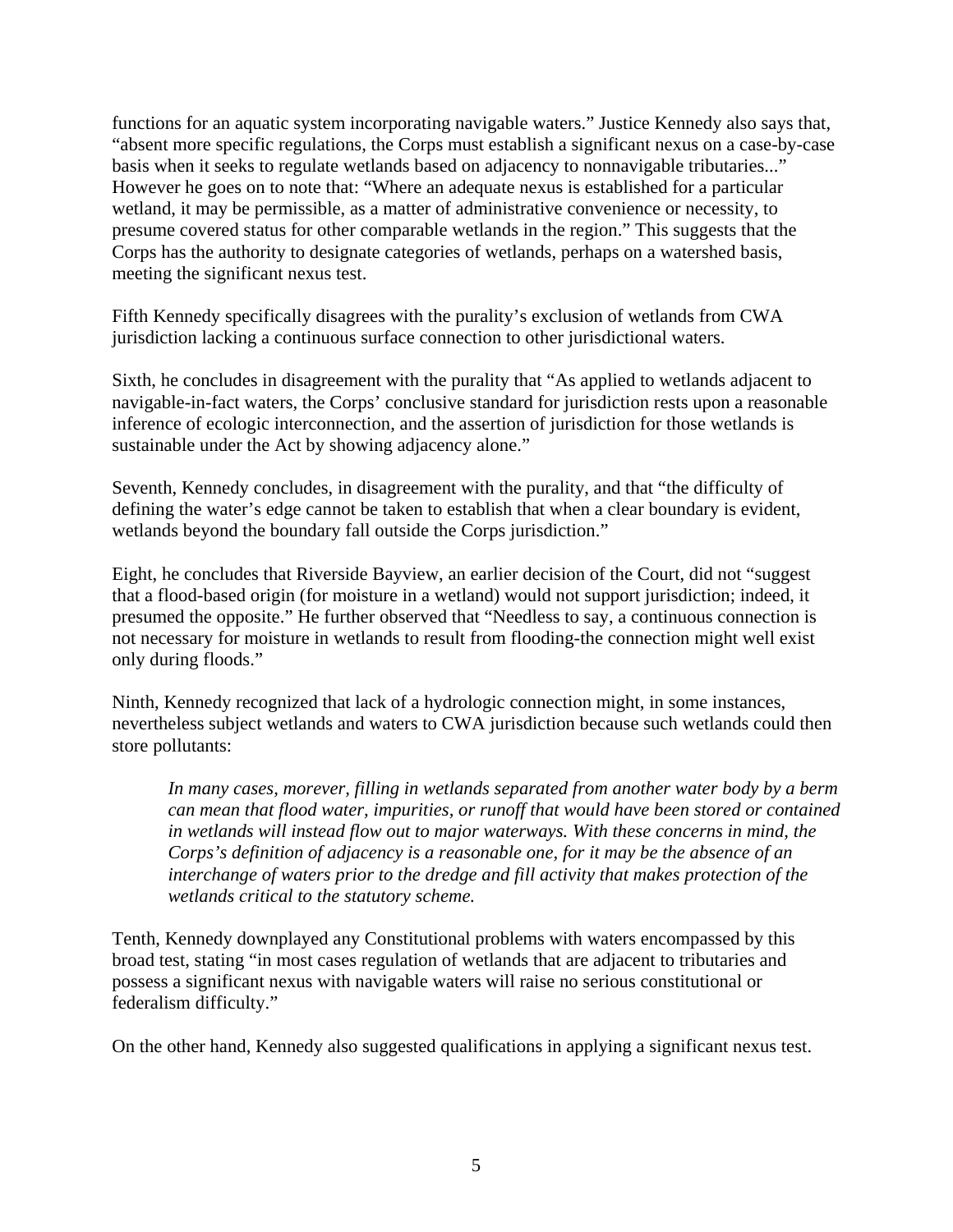functions for an aquatic system incorporating navigable waters." Justice Kennedy also says that, "absent more specific regulations, the Corps must establish a significant nexus on a case-by-case basis when it seeks to regulate wetlands based on adjacency to nonnavigable tributaries..." However he goes on to note that: "Where an adequate nexus is established for a particular wetland, it may be permissible, as a matter of administrative convenience or necessity, to presume covered status for other comparable wetlands in the region." This suggests that the Corps has the authority to designate categories of wetlands, perhaps on a watershed basis, meeting the significant nexus test.

Fifth Kennedy specifically disagrees with the purality's exclusion of wetlands from CWA jurisdiction lacking a continuous surface connection to other jurisdictional waters.

Sixth, he concludes in disagreement with the purality that "As applied to wetlands adjacent to navigable-in-fact waters, the Corps' conclusive standard for jurisdiction rests upon a reasonable inference of ecologic interconnection, and the assertion of jurisdiction for those wetlands is sustainable under the Act by showing adjacency alone."

Seventh, Kennedy concludes, in disagreement with the purality, and that "the difficulty of defining the water's edge cannot be taken to establish that when a clear boundary is evident, wetlands beyond the boundary fall outside the Corps jurisdiction."

Eight, he concludes that Riverside Bayview, an earlier decision of the Court, did not "suggest that a flood-based origin (for moisture in a wetland) would not support jurisdiction; indeed, it presumed the opposite." He further observed that "Needless to say, a continuous connection is not necessary for moisture in wetlands to result from flooding-the connection might well exist only during floods."

Ninth, Kennedy recognized that lack of a hydrologic connection might, in some instances, nevertheless subject wetlands and waters to CWA jurisdiction because such wetlands could then store pollutants:

> *In many cases, morever, filling in wetlands separated from another water body by a berm can mean that flood water, impurities, or runoff that would have been stored or contained in wetlands will instead flow out to major waterways. With these concerns in mind, the Corps's definition of adjacency is a reasonable one, for it may be the absence of an interchange of waters prior to the dredge and fill activity that makes protection of the wetlands critical to the statutory scheme.*

Tenth, Kennedy downplayed any Constitutional problems with waters encompassed by this broad test, stating "in most cases regulation of wetlands that are adjacent to tributaries and possess a significant nexus with navigable waters will raise no serious constitutional or federalism difficulty."

On the other hand, Kennedy also suggested qualifications in applying a significant nexus test.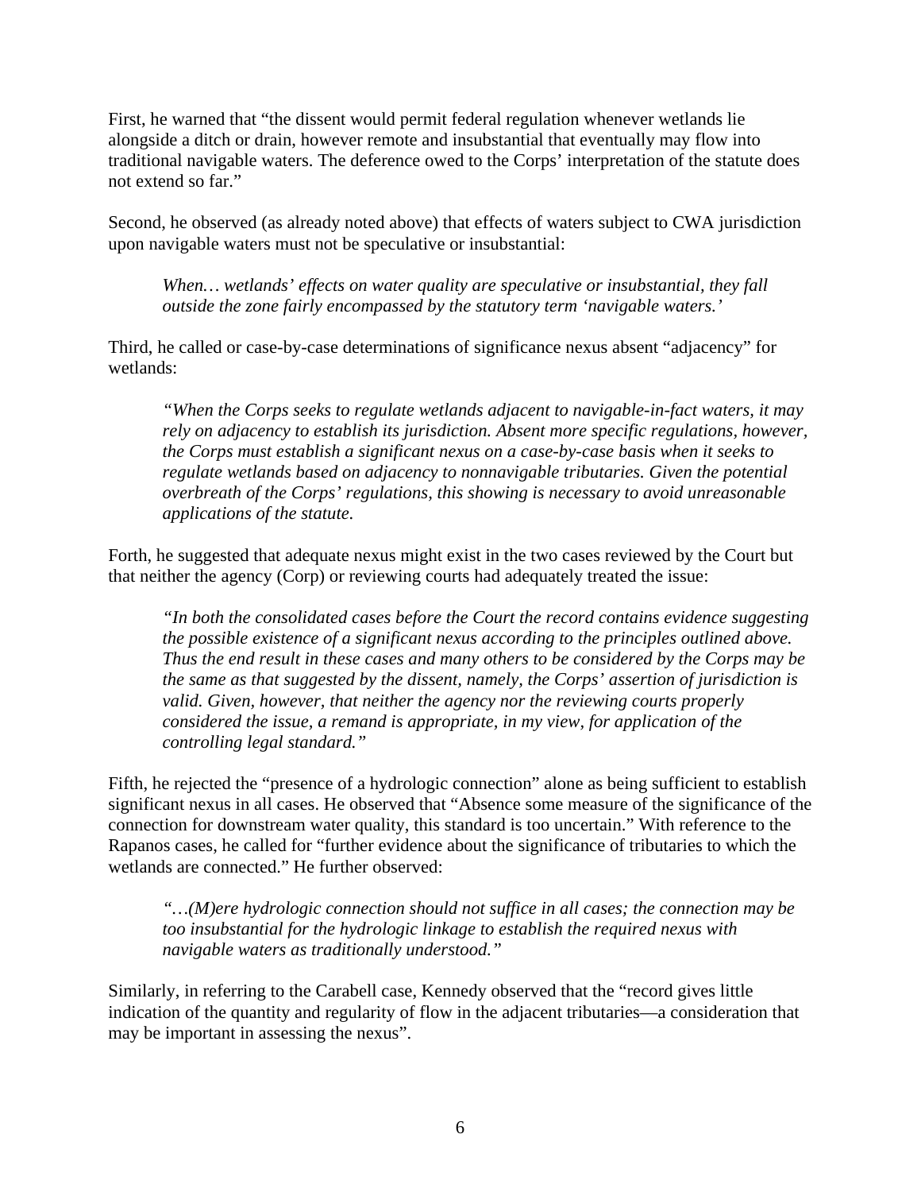First, he warned that "the dissent would permit federal regulation whenever wetlands lie alongside a ditch or drain, however remote and insubstantial that eventually may flow into traditional navigable waters. The deference owed to the Corps' interpretation of the statute does not extend so far."

Second, he observed (as already noted above) that effects of waters subject to CWA jurisdiction upon navigable waters must not be speculative or insubstantial:

> *When… wetlands' effects on water quality are speculative or insubstantial, they fall outside the zone fairly encompassed by the statutory term 'navigable waters.'*

Third, he called or case-by-case determinations of significance nexus absent "adjacency" for wetlands:

> *"When the Corps seeks to regulate wetlands adjacent to navigable-in-fact waters, it may rely on adjacency to establish its jurisdiction. Absent more specific regulations, however, the Corps must establish a significant nexus on a case-by-case basis when it seeks to regulate wetlands based on adjacency to nonnavigable tributaries. Given the potential overbreath of the Corps' regulations, this showing is necessary to avoid unreasonable applications of the statute.*

Forth, he suggested that adequate nexus might exist in the two cases reviewed by the Court but that neither the agency (Corp) or reviewing courts had adequately treated the issue:

> *"In both the consolidated cases before the Court the record contains evidence suggesting the possible existence of a significant nexus according to the principles outlined above. Thus the end result in these cases and many others to be considered by the Corps may be the same as that suggested by the dissent, namely, the Corps' assertion of jurisdiction is valid. Given, however, that neither the agency nor the reviewing courts properly considered the issue, a remand is appropriate, in my view, for application of the controlling legal standard."*

Fifth, he rejected the "presence of a hydrologic connection" alone as being sufficient to establish significant nexus in all cases. He observed that "Absence some measure of the significance of the connection for downstream water quality, this standard is too uncertain." With reference to the Rapanos cases, he called for "further evidence about the significance of tributaries to which the wetlands are connected." He further observed:

> *"…(M)ere hydrologic connection should not suffice in all cases; the connection may be too insubstantial for the hydrologic linkage to establish the required nexus with navigable waters as traditionally understood."*

Similarly, in referring to the Carabell case, Kennedy observed that the "record gives little indication of the quantity and regularity of flow in the adjacent tributaries—a consideration that may be important in assessing the nexus".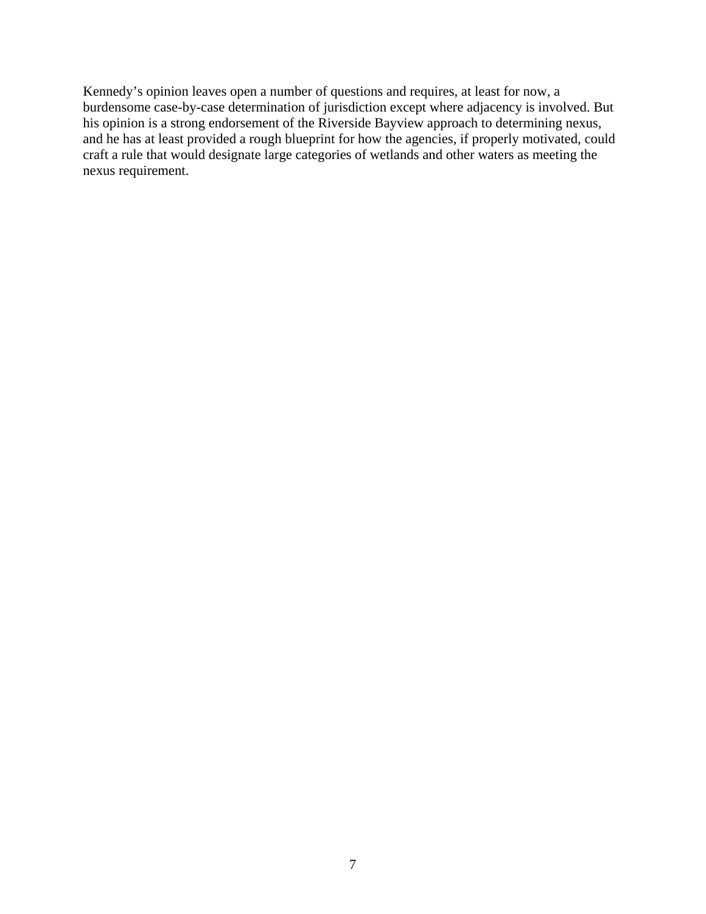Kennedy's opinion leaves open a number of questions and requires, at least for now, a burdensome case-by-case determination of jurisdiction except where adjacency is involved. But his opinion is a strong endorsement of the Riverside Bayview approach to determining nexus, and he has at least provided a rough blueprint for how the agencies, if properly motivated, could craft a rule that would designate large categories of wetlands and other waters as meeting the nexus requirement.